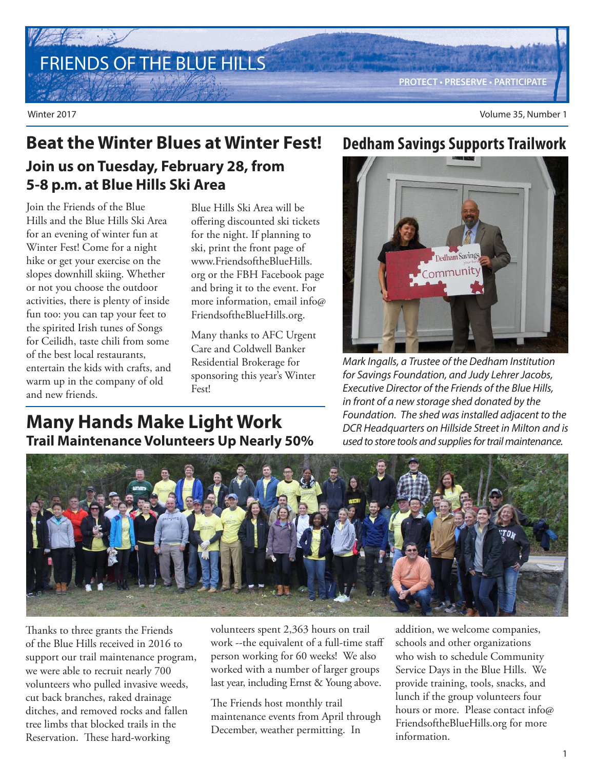# FRIENDS OF THE BLUE HILLS

PROTECT • PRESERVE • PARTICIPATE

Winter 2017

Volume 35, Number 1

## Beat the Winter Blues at Winter Fest!

### Join us on Tuesday, February 28, from 5-8 p.m. at Blue Hills Ski Area

Join the Friends of the Blue Hills and the Blue Hills Ski Area for an evening of winter fun at Winter Fest! Come for a night hike or get your exercise on the slopes downhill skiing. Whether or not you choose the outdoor activities, there is plenty of inside fun too: you can tap your feet to the spirited Irish tunes of Songs for Ceilidh, taste chili from some of the best local restaurants, entertain the kids with crafts, and warm up in the company of old and new friends.

Blue Hills Ski Area will be offering discounted ski tickets for the night. If planning to ski, print the front page of www.FriendsoftheBlueHills.org or the FBH Facebook page and bring it to the event. For more information, email info@FriendsoftheBlueHills.org.

Many thanks to AFC Urgent Care and Coldwell Banker Residential Brokerage for sponsoring this year's Winter Fest!

## Dedham Savings Supports Trailwork

*Mark Ingalls, a Trustee of the Dedham Institution for Savings Foundation, and Judy Lehrer Jacobs, Executive Director of the Friends of the Blue Hills, in front of a new storage shed donated by the Foundation. The shed was installed adjacent to the DCR Headquarters on Hillside Street in Milton and is used to store tools and supplies for trail maintenance.*

## Many Hands Make Light Work

### Trail Maintenance Volunteers Up Nearly 50%

Thanks to three grants the Friends of the Blue Hills received in 2016 to support our trail maintenance program, we were able to recruit nearly 700 volunteers who pulled invasive weeds, cut back branches, raked drainage ditches, and removed rocks and fallen tree limbs that blocked trails in the Reservation. These hard-working volunteers spent 2,363 hours on trail work --the equivalent of a full-time staff person working for 60 weeks! We also worked with a number of larger groups last year, including Ernst & Young above.

The Friends host monthly trail maintenance events from April through December, weather permitting. In addition, we welcome companies, schools and other organizations who wish to schedule Community Service Days in the Blue Hills. We provide training, tools, snacks, and lunch if the group volunteers four hours or more. Please contact info@FriendsoftheBlueHills.org for more information.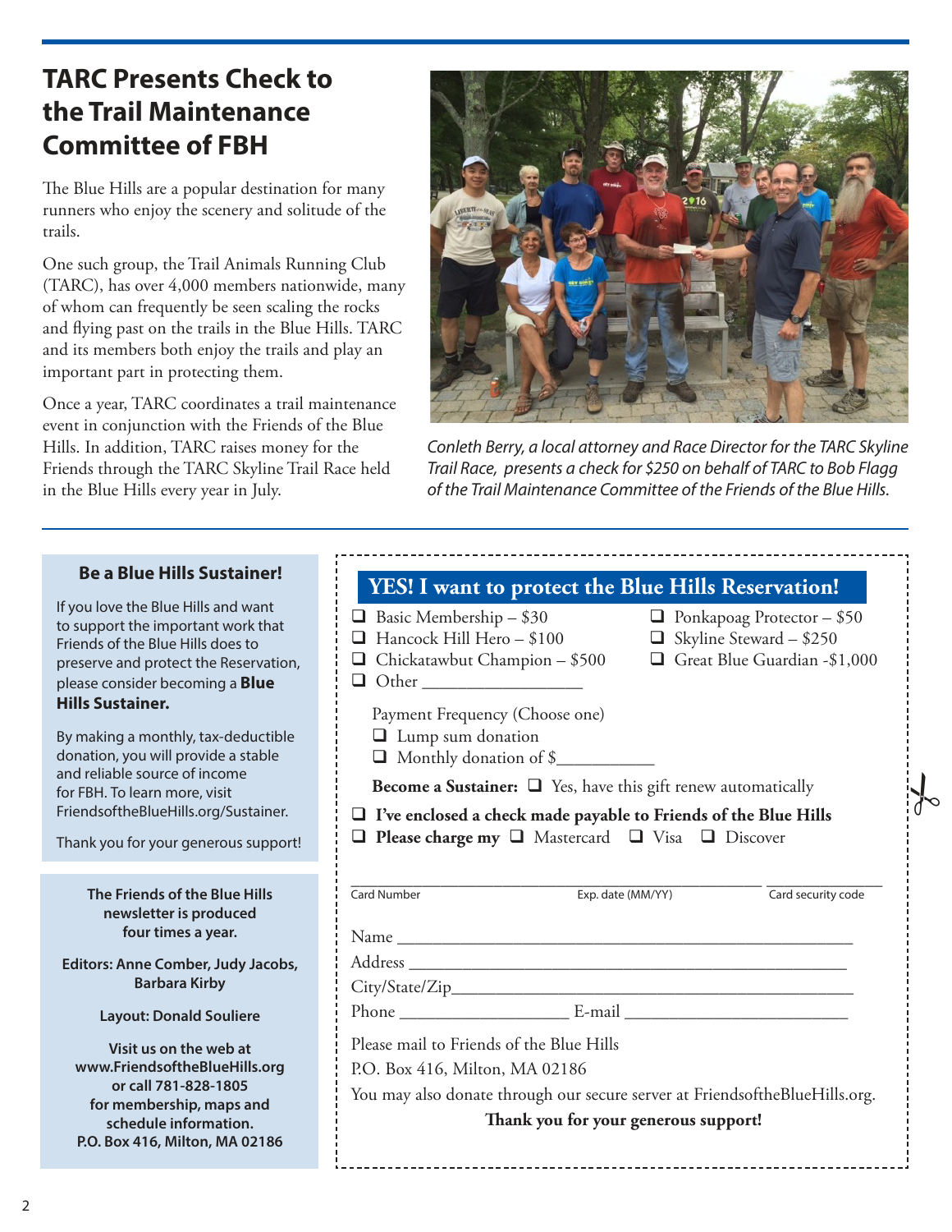## TARC Presents Check to the Trail Maintenance Committee of FBH

The Blue Hills are a popular destination for many runners who enjoy the scenery and solitude of the trails.

One such group, the Trail Animals Running Club (TARC), has over 4,000 members nationwide, many of whom can frequently be seen scaling the rocks and flying past on the trails in the Blue Hills. TARC and its members both enjoy the trails and play an important part in protecting them.

Once a year, TARC coordinates a trail maintenance event in conjunction with the Friends of the Blue Hills. In addition, TARC raises money for the Friends through the TARC Skyline Trail Race held in the Blue Hills every year in July.

*Conleth Berry, a local attorney and Race Director for the TARC Skyline Trail Race, presents a check for $250 on behalf of TARC to Bob Flagg of the Trail Maintenance Committee of the Friends of the Blue Hills.*

### Be a Blue Hills Sustainer!

If you love the Blue Hills and want to support the important work that Friends of the Blue Hills does to preserve and protect the Reservation, please consider becoming a **Blue Hills Sustainer.**

By making a monthly, tax-deductible donation, you will provide a stable and reliable source of income for FBH. To learn more, visit FriendsoftheBlueHills.org/Sustainer.

Thank you for your generous support!

**The Friends of the Blue Hills newsletter is produced four times a year.**

**Editors: Anne Comber, Judy Jacobs, Barbara Kirby**

**Layout: Donald Souliere**

**Visit us on the web at www.FriendsoftheBlueHills.org or call 781-828-1805 for membership, maps and schedule information.**
**P.O. Box 416, Milton, MA 02186**

### YES! I want to protect the Blue Hills Reservation!

- ❑ Basic Membership – $30
- ❑ Ponkapoag Protector – $50
- ❑ Hancock Hill Hero – $100
- ❑ Skyline Steward – $250
- ❑ Chickatawbut Champion – $500
- ❑ Great Blue Guardian -$1,000
- ❑ Other __________________

Payment Frequency (Choose one)
- ❑ Lump sum donation
- ❑ Monthly donation of $___________

**Become a Sustainer:** ❑ Yes, have this gift renew automatically

❑ **I've enclosed a check made payable to Friends of the Blue Hills**

❑ **Please charge my** ❑ Mastercard ❑ Visa ❑ Discover

Card Number ________ Exp. date (MM/YY) ________ Card security code ________

Name ____________________________________________

Address __________________________________________

City/State/Zip______________________________________

Phone ___________________ E-mail ___________________

Please mail to Friends of the Blue Hills
P.O. Box 416, Milton, MA 02186
You may also donate through our secure server at FriendsoftheBlueHills.org.

**Thank you for your generous support!**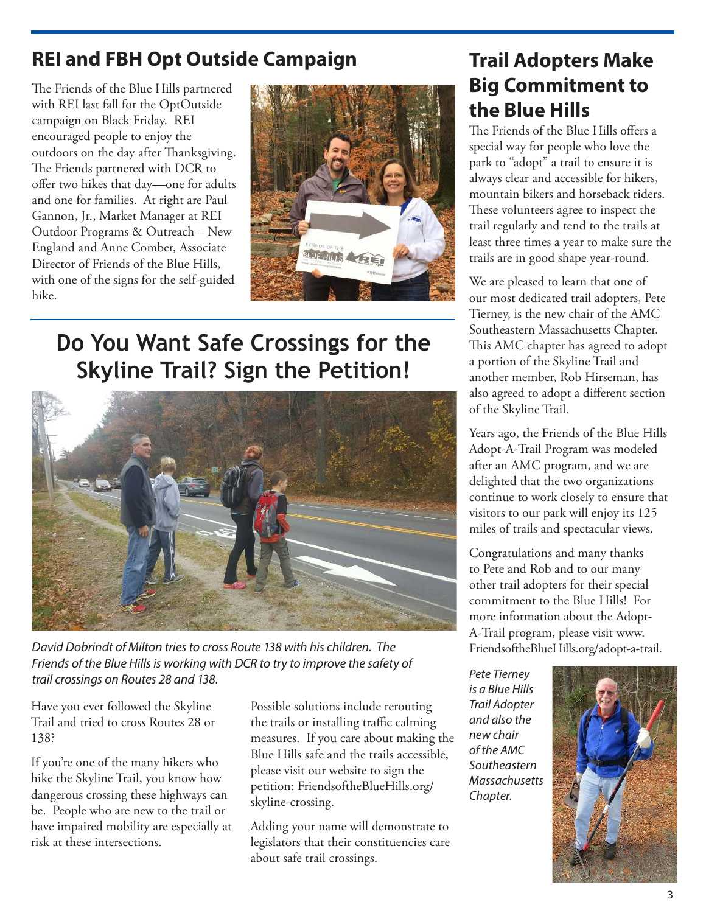## REI and FBH Opt Outside Campaign

The Friends of the Blue Hills partnered with REI last fall for the OptOutside campaign on Black Friday. REI encouraged people to enjoy the outdoors on the day after Thanksgiving. The Friends partnered with DCR to offer two hikes that day—one for adults and one for families. At right are Paul Gannon, Jr., Market Manager at REI Outdoor Programs & Outreach – New England and Anne Comber, Associate Director of Friends of the Blue Hills, with one of the signs for the self-guided hike.

## Do You Want Safe Crossings for the Skyline Trail? Sign the Petition!

*David Dobrindt of Milton tries to cross Route 138 with his children. The Friends of the Blue Hills is working with DCR to try to improve the safety of trail crossings on Routes 28 and 138.*

Have you ever followed the Skyline Trail and tried to cross Routes 28 or 138?

If you're one of the many hikers who hike the Skyline Trail, you know how dangerous crossing these highways can be. People who are new to the trail or have impaired mobility are especially at risk at these intersections.

Possible solutions include rerouting the trails or installing traffic calming measures. If you care about making the Blue Hills safe and the trails accessible, please visit our website to sign the petition: FriendsoftheBlueHills.org/skyline-crossing.

Adding your name will demonstrate to legislators that their constituencies care about safe trail crossings.

## Trail Adopters Make Big Commitment to the Blue Hills

The Friends of the Blue Hills offers a special way for people who love the park to "adopt" a trail to ensure it is always clear and accessible for hikers, mountain bikers and horseback riders. These volunteers agree to inspect the trail regularly and tend to the trails at least three times a year to make sure the trails are in good shape year-round.

We are pleased to learn that one of our most dedicated trail adopters, Pete Tierney, is the new chair of the AMC Southeastern Massachusetts Chapter. This AMC chapter has agreed to adopt a portion of the Skyline Trail and another member, Rob Hirseman, has also agreed to adopt a different section of the Skyline Trail.

Years ago, the Friends of the Blue Hills Adopt-A-Trail Program was modeled after an AMC program, and we are delighted that the two organizations continue to work closely to ensure that visitors to our park will enjoy its 125 miles of trails and spectacular views.

Congratulations and many thanks to Pete and Rob and to our many other trail adopters for their special commitment to the Blue Hills! For more information about the Adopt-A-Trail program, please visit www.FriendsoftheBlueHills.org/adopt-a-trail.

*Pete Tierney is a Blue Hills Trail Adopter and also the new chair of the AMC Southeastern Massachusetts Chapter.*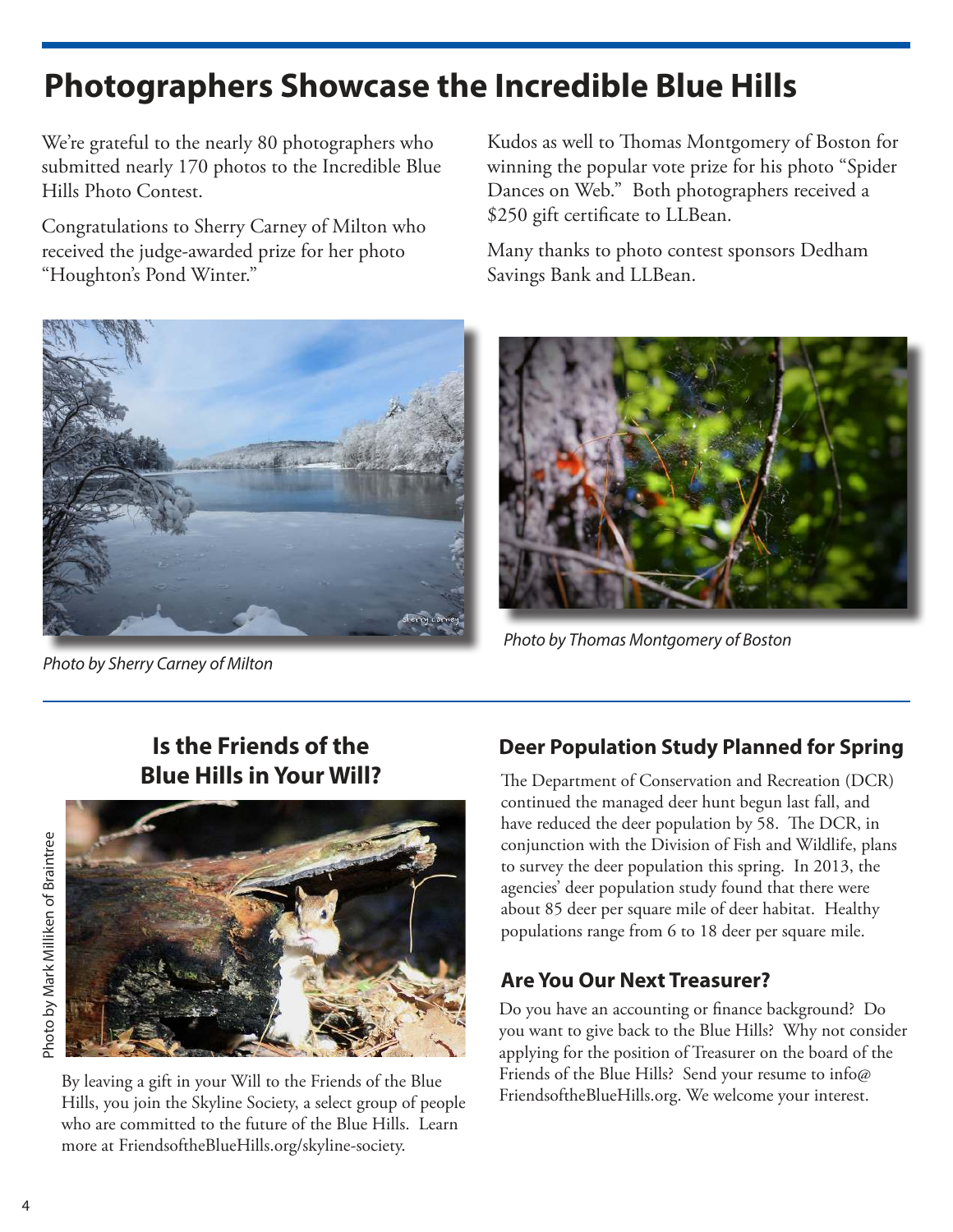# Photographers Showcase the Incredible Blue Hills

We're grateful to the nearly 80 photographers who submitted nearly 170 photos to the Incredible Blue Hills Photo Contest.

Congratulations to Sherry Carney of Milton who received the judge-awarded prize for her photo "Houghton's Pond Winter."

Kudos as well to Thomas Montgomery of Boston for winning the popular vote prize for his photo "Spider Dances on Web." Both photographers received a $250 gift certificate to LLBean.

Many thanks to photo contest sponsors Dedham Savings Bank and LLBean.

*Photo by Sherry Carney of Milton*

*Photo by Thomas Montgomery of Boston*

## Is the Friends of the Blue Hills in Your Will?

Photo by Mark Milliken of Braintree

By leaving a gift in your Will to the Friends of the Blue Hills, you join the Skyline Society, a select group of people who are committed to the future of the Blue Hills. Learn more at FriendsoftheBlueHills.org/skyline-society.

## Deer Population Study Planned for Spring

The Department of Conservation and Recreation (DCR) continued the managed deer hunt begun last fall, and have reduced the deer population by 58. The DCR, in conjunction with the Division of Fish and Wildlife, plans to survey the deer population this spring. In 2013, the agencies' deer population study found that there were about 85 deer per square mile of deer habitat. Healthy populations range from 6 to 18 deer per square mile.

## Are You Our Next Treasurer?

Do you have an accounting or finance background? Do you want to give back to the Blue Hills? Why not consider applying for the position of Treasurer on the board of the Friends of the Blue Hills? Send your resume to info@FriendsoftheBlueHills.org. We welcome your interest.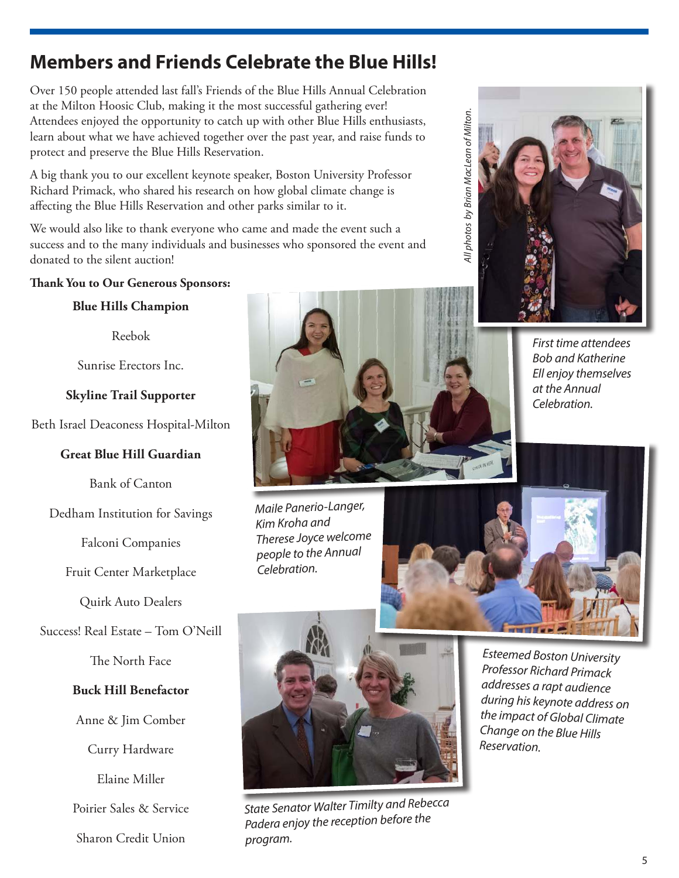## Members and Friends Celebrate the Blue Hills!

Over 150 people attended last fall's Friends of the Blue Hills Annual Celebration at the Milton Hoosic Club, making it the most successful gathering ever! Attendees enjoyed the opportunity to catch up with other Blue Hills enthusiasts, learn about what we have achieved together over the past year, and raise funds to protect and preserve the Blue Hills Reservation.

A big thank you to our excellent keynote speaker, Boston University Professor Richard Primack, who shared his research on how global climate change is affecting the Blue Hills Reservation and other parks similar to it.

We would also like to thank everyone who came and made the event such a success and to the many individuals and businesses who sponsored the event and donated to the silent auction!

**Thank You to Our Generous Sponsors:**

**Blue Hills Champion**

Reebok

Sunrise Erectors Inc.

**Skyline Trail Supporter**

Beth Israel Deaconess Hospital-Milton

**Great Blue Hill Guardian**

Bank of Canton

Dedham Institution for Savings

Falconi Companies

Fruit Center Marketplace

Quirk Auto Dealers

Success! Real Estate – Tom O'Neill

The North Face

**Buck Hill Benefactor**

Anne & Jim Comber

Curry Hardware

Elaine Miller

Poirier Sales & Service

Sharon Credit Union

*All photos by Brian MacLean of Milton.*

*First time attendees Bob and Katherine Ell enjoy themselves at the Annual Celebration.*

*Maile Panerio-Langer, Kim Kroha and Therese Joyce welcome people to the Annual Celebration.*

*Esteemed Boston University Professor Richard Primack addresses a rapt audience during his keynote address on the impact of Global Climate Change on the Blue Hills Reservation.*

*State Senator Walter Timilty and Rebecca Padera enjoy the reception before the program.*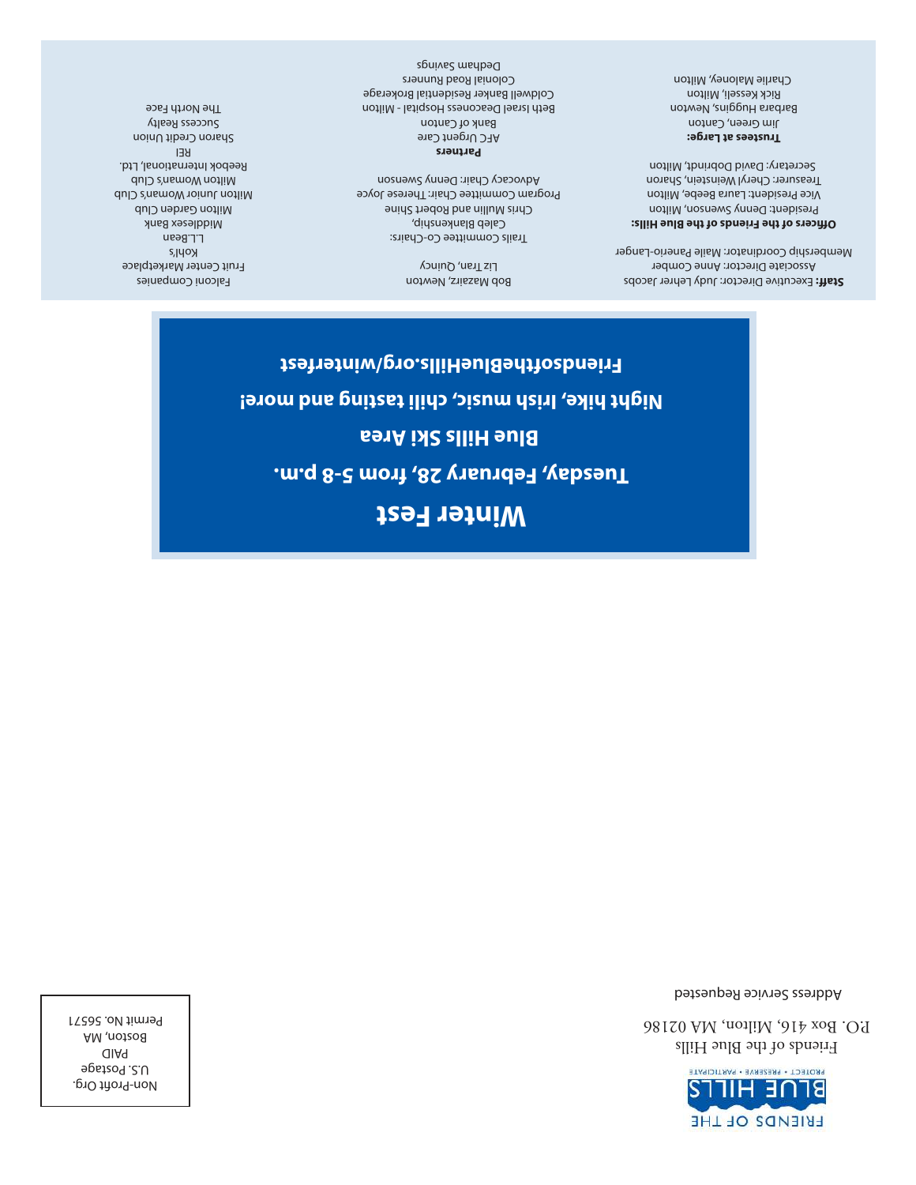**Staff:** Executive Director: Judy Lehrer Jacobs
Associate Director: Anne Comber
Membership Coordinator: Maile Panerio-Langer

**Officers of the Friends of the Blue Hills:**
President: Denny Swenson, Milton
Vice President: Laura Beebe, Milton
Treasurer: Cheryl Weinstein, Sharon
Secretary: David Dobrindt, Milton

**Trustees at Large:**
Jim Green, Canton
Barbara Huggins, Newton
Rick Kesseli, Milton
Charlie Maloney, Milton

Bob Mazaiz, Newton
Liz Tran, Quincy

Trails Committee Co-Chairs:
Caleb Blankenship,
Chris Mullin and Robert Shine
Program Committee Chair: Therese Joyce
Advocacy Chair: Denny Swenson

**Partners**
AFC Urgent Care
Bank of Canton
Beth Israel Deaconess Hospital - Milton
Coldwell Banker Residential Brokerage
Colonial Road Runners
Dedham Savings

Falconi Companies
Fruit Center Marketplace
Kohl's
L.L.Bean
Middlesex Bank
Milton Garden Club
Milton Junior Woman's Club
Milton Woman's Club
Reebok International, Ltd.
REI
Sharon Credit Union
Success Realty
The North Face

# Winter Fest

**Tuesday, February 28, from 5-8 p.m.**

**Blue Hills Ski Area**

**Night hike, Irish music, chili tasting and more!**

**FriendsoftheBlueHills.org/winterfest**

FRIENDS OF THE BLUE HILLS
PROTECT • PRESERVE • PARTICIPATE

Friends of the Blue Hills
P.O. Box 416, Milton, MA 02186

Address Service Requested

Non-Profit Org.
U.S. Postage
PAID
Boston, MA
Permit No. 56571